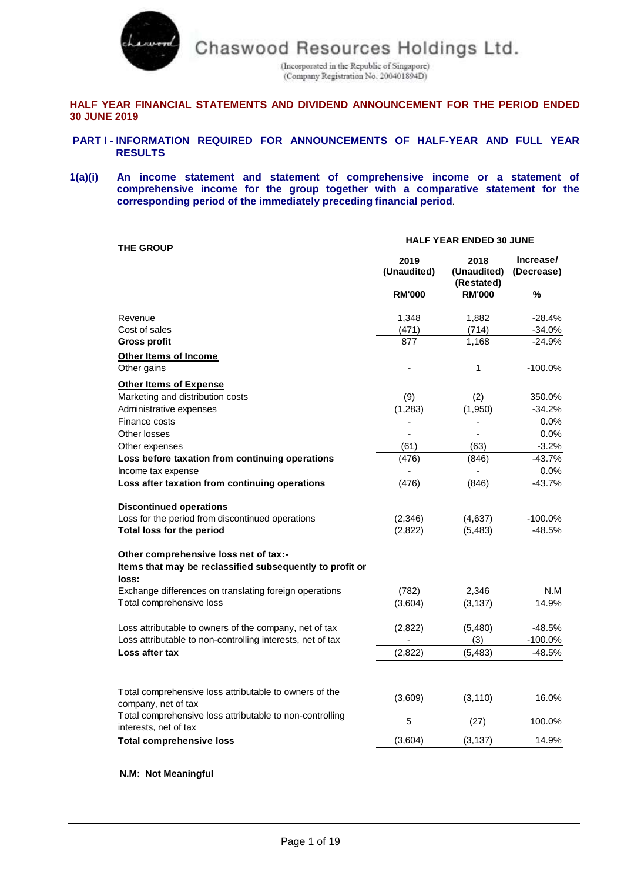# Chaswood Resources Holdings Ltd.

(Incorporated in the Republic of Singapore)
(Company Registration No. 200401894D)

## HALF YEAR FINANCIAL STATEMENTS AND DIVIDEND ANNOUNCEMENT FOR THE PERIOD ENDED 30 JUNE 2019

### PART I - INFORMATION REQUIRED FOR ANNOUNCEMENTS OF HALF-YEAR AND FULL YEAR RESULTS

**1(a)(i) An income statement and statement of comprehensive income or a statement of comprehensive income for the group together with a comparative statement for the corresponding period of the immediately preceding financial period.**

| THE GROUP | HALF YEAR ENDED 30 JUNE | | |
|---|---|---|---|
| | 2019 (Unaudited) | 2018 (Unaudited) (Restated) | Increase/ (Decrease) |
| | RM'000 | RM'000 | % |
| Revenue | 1,348 | 1,882 | -28.4% |
| Cost of sales | (471) | (714) | -34.0% |
| **Gross profit** | 877 | 1,168 | -24.9% |
| **Other Items of Income** | | | |
| Other gains | - | 1 | -100.0% |
| **Other Items of Expense** | | | |
| Marketing and distribution costs | (9) | (2) | 350.0% |
| Administrative expenses | (1,283) | (1,950) | -34.2% |
| Finance costs | - | - | 0.0% |
| Other losses | - | - | 0.0% |
| Other expenses | (61) | (63) | -3.2% |
| **Loss before taxation from continuing operations** | (476) | (846) | -43.7% |
| Income tax expense | - | - | 0.0% |
| **Loss after taxation from continuing operations** | (476) | (846) | -43.7% |
| **Discontinued operations** | | | |
| Loss for the period from discontinued operations | (2,346) | (4,637) | -100.0% |
| **Total loss for the period** | (2,822) | (5,483) | -48.5% |
| **Other comprehensive loss net of tax:-** | | | |
| **Items that may be reclassified subsequently to profit or loss:** | | | |
| Exchange differences on translating foreign operations | (782) | 2,346 | N.M |
| Total comprehensive loss | (3,604) | (3,137) | 14.9% |
| Loss attributable to owners of the company, net of tax | (2,822) | (5,480) | -48.5% |
| Loss attributable to non-controlling interests, net of tax | - | (3) | -100.0% |
| **Loss after tax** | (2,822) | (5,483) | -48.5% |
| Total comprehensive loss attributable to owners of the company, net of tax | (3,609) | (3,110) | 16.0% |
| Total comprehensive loss attributable to non-controlling interests, net of tax | 5 | (27) | 100.0% |
| **Total comprehensive loss** | (3,604) | (3,137) | 14.9% |

**N.M: Not Meaningful**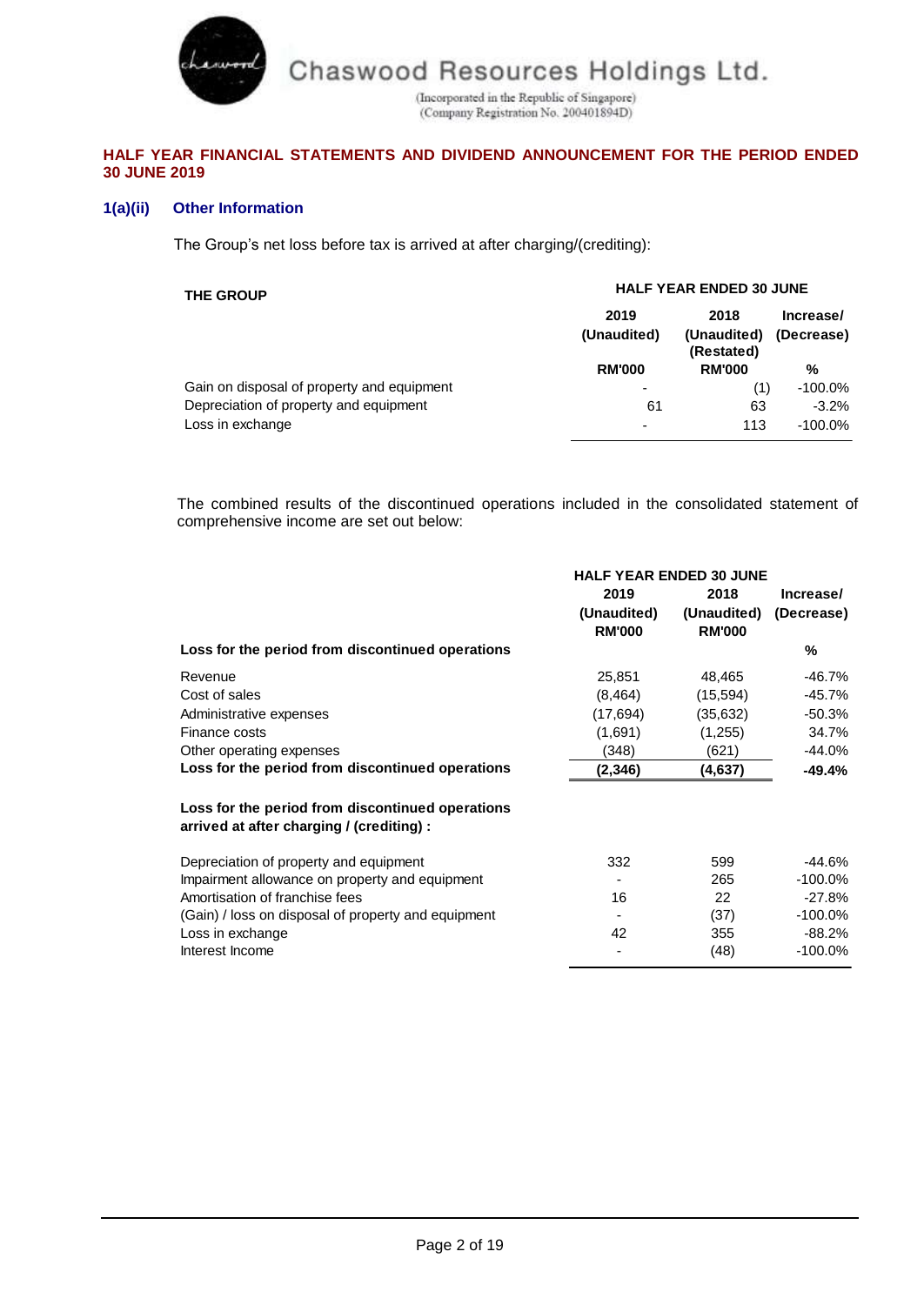# Chaswood Resources Holdings Ltd.

(Incorporated in the Republic of Singapore)
(Company Registration No. 200401894D)

**HALF YEAR FINANCIAL STATEMENTS AND DIVIDEND ANNOUNCEMENT FOR THE PERIOD ENDED 30 JUNE 2019**

### 1(a)(ii) Other Information

The Group's net loss before tax is arrived at after charging/(crediting):

| THE GROUP | HALF YEAR ENDED 30 JUNE | | |
|---|---|---|---|
| | 2019 (Unaudited) | 2018 (Unaudited) (Restated) | Increase/ (Decrease) |
| | RM'000 | RM'000 | % |
| Gain on disposal of property and equipment | - | (1) | -100.0% |
| Depreciation of property and equipment | 61 | 63 | -3.2% |
| Loss in exchange | - | 113 | -100.0% |

The combined results of the discontinued operations included in the consolidated statement of comprehensive income are set out below:

| | HALF YEAR ENDED 30 JUNE | | |
|---|---|---|---|
| | 2019 (Unaudited) RM'000 | 2018 (Unaudited) RM'000 | Increase/ (Decrease) |
| **Loss for the period from discontinued operations** | | | **%** |
| Revenue | 25,851 | 48,465 | -46.7% |
| Cost of sales | (8,464) | (15,594) | -45.7% |
| Administrative expenses | (17,694) | (35,632) | -50.3% |
| Finance costs | (1,691) | (1,255) | 34.7% |
| Other operating expenses | (348) | (621) | -44.0% |
| **Loss for the period from discontinued operations** | **(2,346)** | **(4,637)** | **-49.4%** |
| | | | |
| **Loss for the period from discontinued operations arrived at after charging / (crediting) :** | | | |
| Depreciation of property and equipment | 332 | 599 | -44.6% |
| Impairment allowance on property and equipment | - | 265 | -100.0% |
| Amortisation of franchise fees | 16 | 22 | -27.8% |
| (Gain) / loss on disposal of property and equipment | - | (37) | -100.0% |
| Loss in exchange | 42 | 355 | -88.2% |
| Interest Income | - | (48) | -100.0% |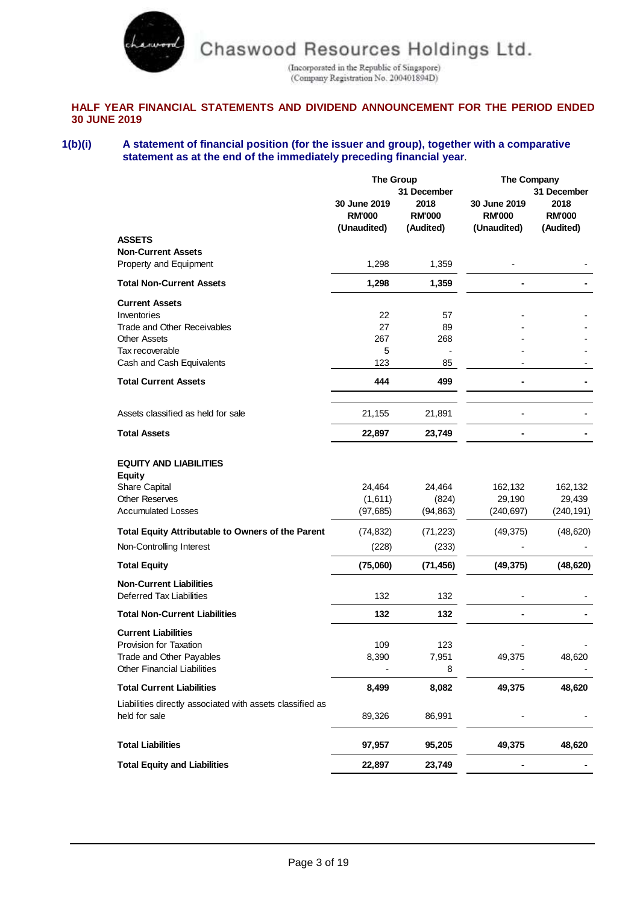Chaswood Resources Holdings Ltd.

(Incorporated in the Republic of Singapore)
(Company Registration No. 200401894D)

## HALF YEAR FINANCIAL STATEMENTS AND DIVIDEND ANNOUNCEMENT FOR THE PERIOD ENDED 30 JUNE 2019

### 1(b)(i) A statement of financial position (for the issuer and group), together with a comparative statement as at the end of the immediately preceding financial year.

| | The Group | | The Company | |
|---|---|---|---|---|
| | 30 June 2019 RM'000 (Unaudited) | 31 December 2018 RM'000 (Audited) | 30 June 2019 RM'000 (Unaudited) | 31 December 2018 RM'000 (Audited) |
| **ASSETS** | | | | |
| **Non-Current Assets** | | | | |
| Property and Equipment | 1,298 | 1,359 | - | - |
| **Total Non-Current Assets** | **1,298** | **1,359** | **-** | **-** |
| **Current Assets** | | | | |
| Inventories | 22 | 57 | - | - |
| Trade and Other Receivables | 27 | 89 | - | - |
| Other Assets | 267 | 268 | - | - |
| Tax recoverable | 5 | - | - | - |
| Cash and Cash Equivalents | 123 | 85 | - | - |
| **Total Current Assets** | **444** | **499** | **-** | **-** |
| Assets classified as held for sale | 21,155 | 21,891 | - | - |
| **Total Assets** | **22,897** | **23,749** | **-** | **-** |
| **EQUITY AND LIABILITIES** | | | | |
| **Equity** | | | | |
| Share Capital | 24,464 | 24,464 | 162,132 | 162,132 |
| Other Reserves | (1,611) | (824) | 29,190 | 29,439 |
| Accumulated Losses | (97,685) | (94,863) | (240,697) | (240,191) |
| **Total Equity Attributable to Owners of the Parent** | (74,832) | (71,223) | (49,375) | (48,620) |
| Non-Controlling Interest | (228) | (233) | - | - |
| **Total Equity** | **(75,060)** | **(71,456)** | **(49,375)** | **(48,620)** |
| **Non-Current Liabilities** | | | | |
| Deferred Tax Liabilities | 132 | 132 | - | - |
| **Total Non-Current Liabilities** | **132** | **132** | **-** | **-** |
| **Current Liabilities** | | | | |
| Provision for Taxation | 109 | 123 | - | - |
| Trade and Other Payables | 8,390 | 7,951 | 49,375 | 48,620 |
| Other Financial Liabilities | - | 8 | - | - |
| **Total Current Liabilities** | **8,499** | **8,082** | **49,375** | **48,620** |
| Liabilities directly associated with assets classified as held for sale | 89,326 | 86,991 | - | - |
| **Total Liabilities** | **97,957** | **95,205** | **49,375** | **48,620** |
| **Total Equity and Liabilities** | **22,897** | **23,749** | **-** | **-** |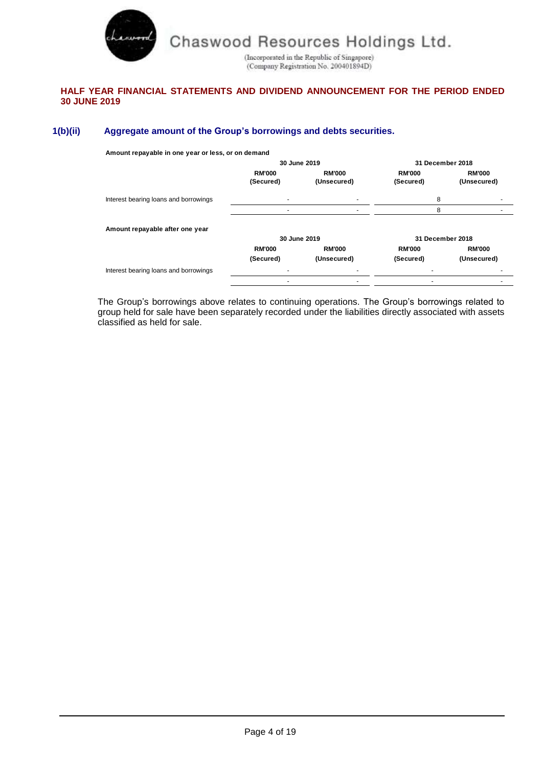**HALF YEAR FINANCIAL STATEMENTS AND DIVIDEND ANNOUNCEMENT FOR THE PERIOD ENDED 30 JUNE 2019**

## 1(b)(ii) Aggregate amount of the Group's borrowings and debts securities.

**Amount repayable in one year or less, or on demand**

| | 30 June 2019 | | 31 December 2018 | |
|---|---|---|---|---|
| | RM'000 (Secured) | RM'000 (Unsecured) | RM'000 (Secured) | RM'000 (Unsecured) |
| Interest bearing loans and borrowings | - | - | 8 | - |
| | - | - | 8 | - |

**Amount repayable after one year**

| | 30 June 2019 | | 31 December 2018 | |
|---|---|---|---|---|
| | RM'000 (Secured) | RM'000 (Unsecured) | RM'000 (Secured) | RM'000 (Unsecured) |
| Interest bearing loans and borrowings | - | - | - | - |
| | - | - | - | - |

The Group's borrowings above relates to continuing operations. The Group's borrowings related to group held for sale have been separately recorded under the liabilities directly associated with assets classified as held for sale.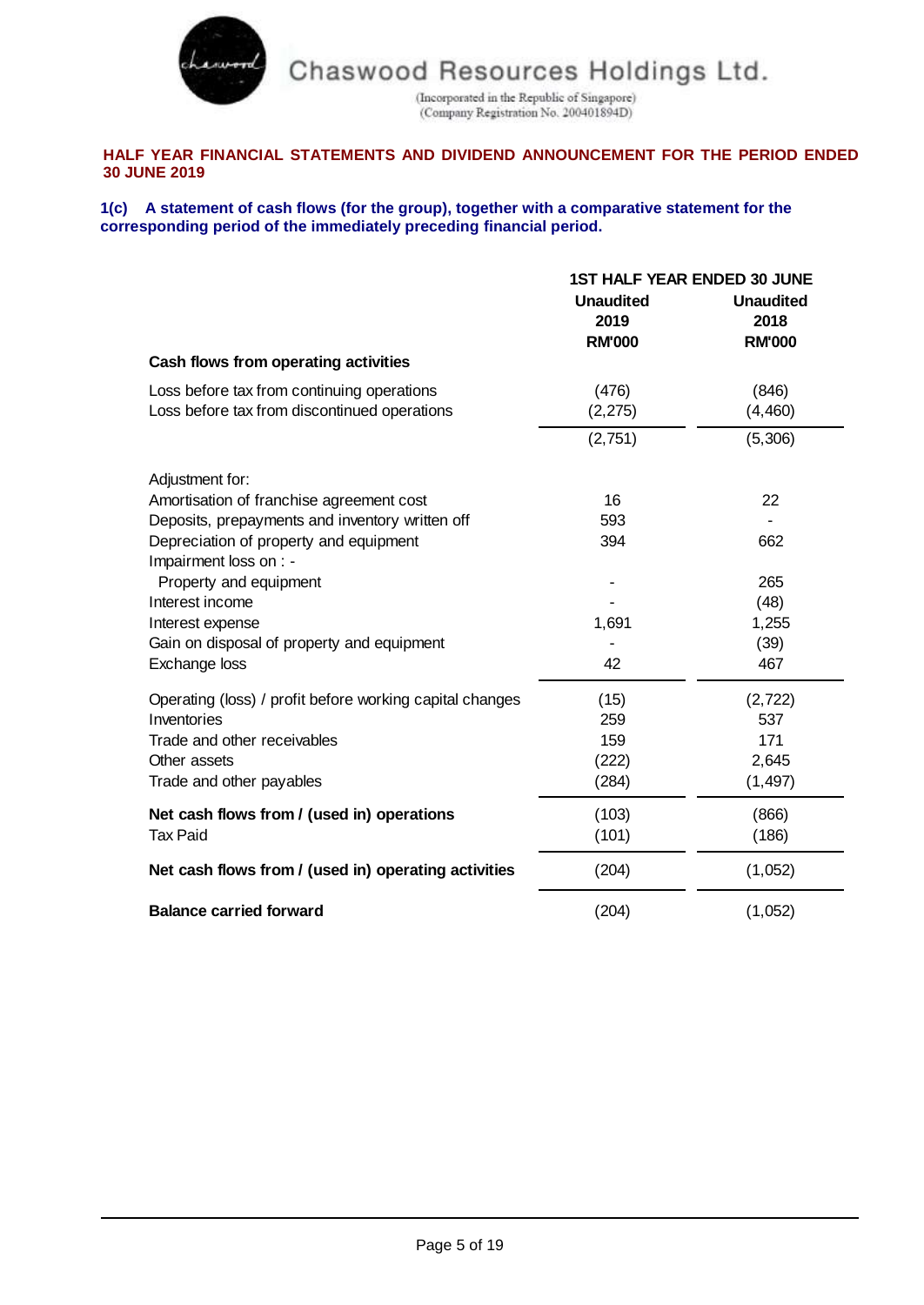Chaswood Resources Holdings Ltd.

(Incorporated in the Republic of Singapore)
(Company Registration No. 200401894D)

**HALF YEAR FINANCIAL STATEMENTS AND DIVIDEND ANNOUNCEMENT FOR THE PERIOD ENDED 30 JUNE 2019**

**1(c) A statement of cash flows (for the group), together with a comparative statement for the corresponding period of the immediately preceding financial period.**

| | 1ST HALF YEAR ENDED 30 JUNE | |
|---|---|---|
| | **Unaudited 2019 RM'000** | **Unaudited 2018 RM'000** |
| **Cash flows from operating activities** | | |
| Loss before tax from continuing operations | (476) | (846) |
| Loss before tax from discontinued operations | (2,275) | (4,460) |
| | (2,751) | (5,306) |
| Adjustment for: | | |
| Amortisation of franchise agreement cost | 16 | 22 |
| Deposits, prepayments and inventory written off | 593 | - |
| Depreciation of property and equipment | 394 | 662 |
| Impairment loss on : - | | |
| Property and equipment | - | 265 |
| Interest income | - | (48) |
| Interest expense | 1,691 | 1,255 |
| Gain on disposal of property and equipment | - | (39) |
| Exchange loss | 42 | 467 |
| Operating (loss) / profit before working capital changes | (15) | (2,722) |
| Inventories | 259 | 537 |
| Trade and other receivables | 159 | 171 |
| Other assets | (222) | 2,645 |
| Trade and other payables | (284) | (1,497) |
| **Net cash flows from / (used in) operations** | (103) | (866) |
| Tax Paid | (101) | (186) |
| **Net cash flows from / (used in) operating activities** | (204) | (1,052) |
| **Balance carried forward** | (204) | (1,052) |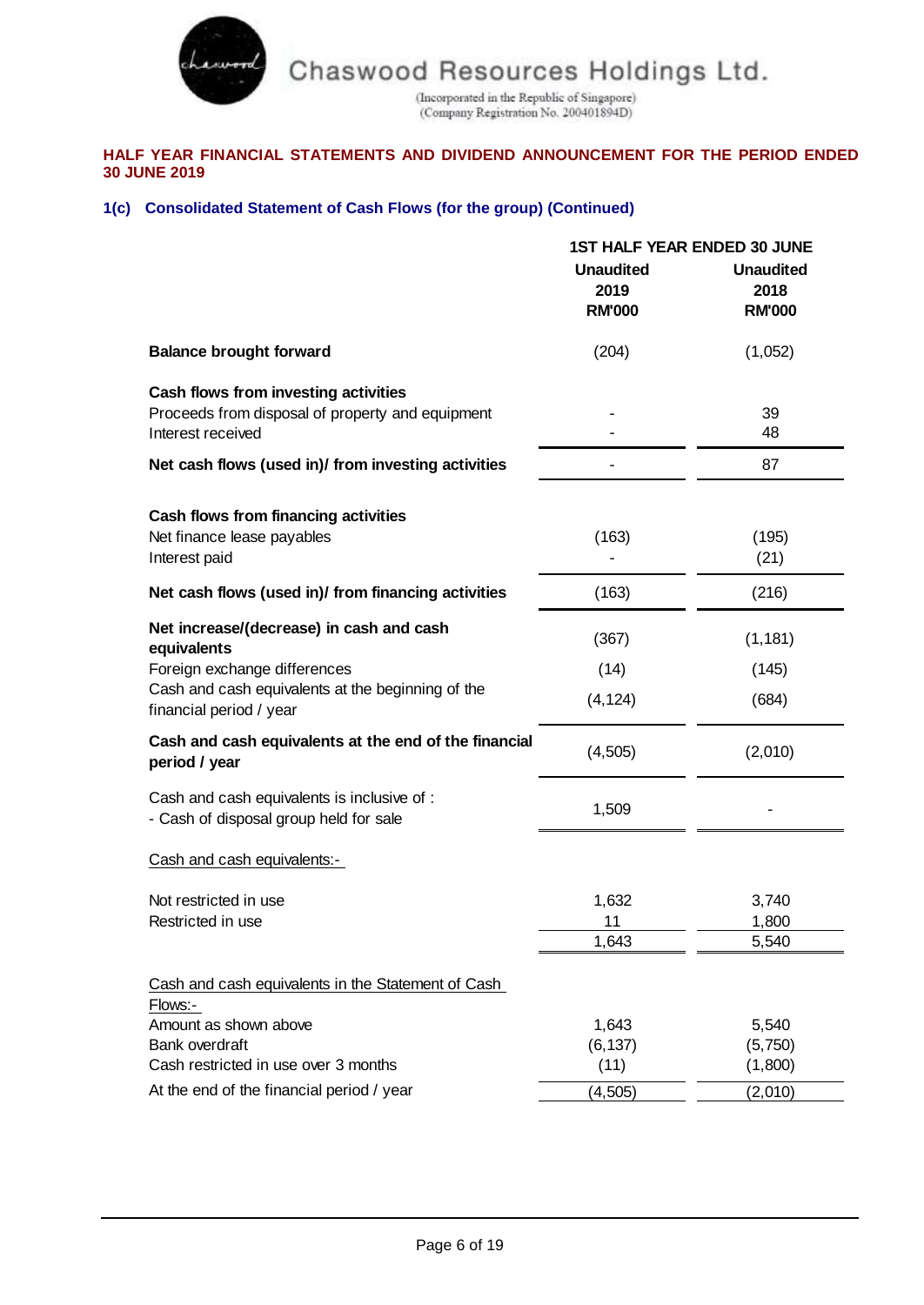# Chaswood Resources Holdings Ltd.

(Incorporated in the Republic of Singapore)
(Company Registration No. 200401894D)

**HALF YEAR FINANCIAL STATEMENTS AND DIVIDEND ANNOUNCEMENT FOR THE PERIOD ENDED 30 JUNE 2019**

### 1(c) Consolidated Statement of Cash Flows (for the group) (Continued)

| | 1ST HALF YEAR ENDED 30 JUNE | |
|---|---|---|
| | **Unaudited 2019 RM'000** | **Unaudited 2018 RM'000** |
| **Balance brought forward** | (204) | (1,052) |
| **Cash flows from investing activities** | | |
| Proceeds from disposal of property and equipment | - | 39 |
| Interest received | - | 48 |
| **Net cash flows (used in)/ from investing activities** | - | 87 |
| **Cash flows from financing activities** | | |
| Net finance lease payables | (163) | (195) |
| Interest paid | - | (21) |
| **Net cash flows (used in)/ from financing activities** | (163) | (216) |
| **Net increase/(decrease) in cash and cash equivalents** | (367) | (1,181) |
| Foreign exchange differences | (14) | (145) |
| Cash and cash equivalents at the beginning of the financial period / year | (4,124) | (684) |
| **Cash and cash equivalents at the end of the financial period / year** | (4,505) | (2,010) |
| Cash and cash equivalents is inclusive of : - Cash of disposal group held for sale | 1,509 | - |
| Cash and cash equivalents:- | | |
| Not restricted in use | 1,632 | 3,740 |
| Restricted in use | 11 | 1,800 |
| | 1,643 | 5,540 |
| Cash and cash equivalents in the Statement of Cash Flows:- | | |
| Amount as shown above | 1,643 | 5,540 |
| Bank overdraft | (6,137) | (5,750) |
| Cash restricted in use over 3 months | (11) | (1,800) |
| At the end of the financial period / year | (4,505) | (2,010) |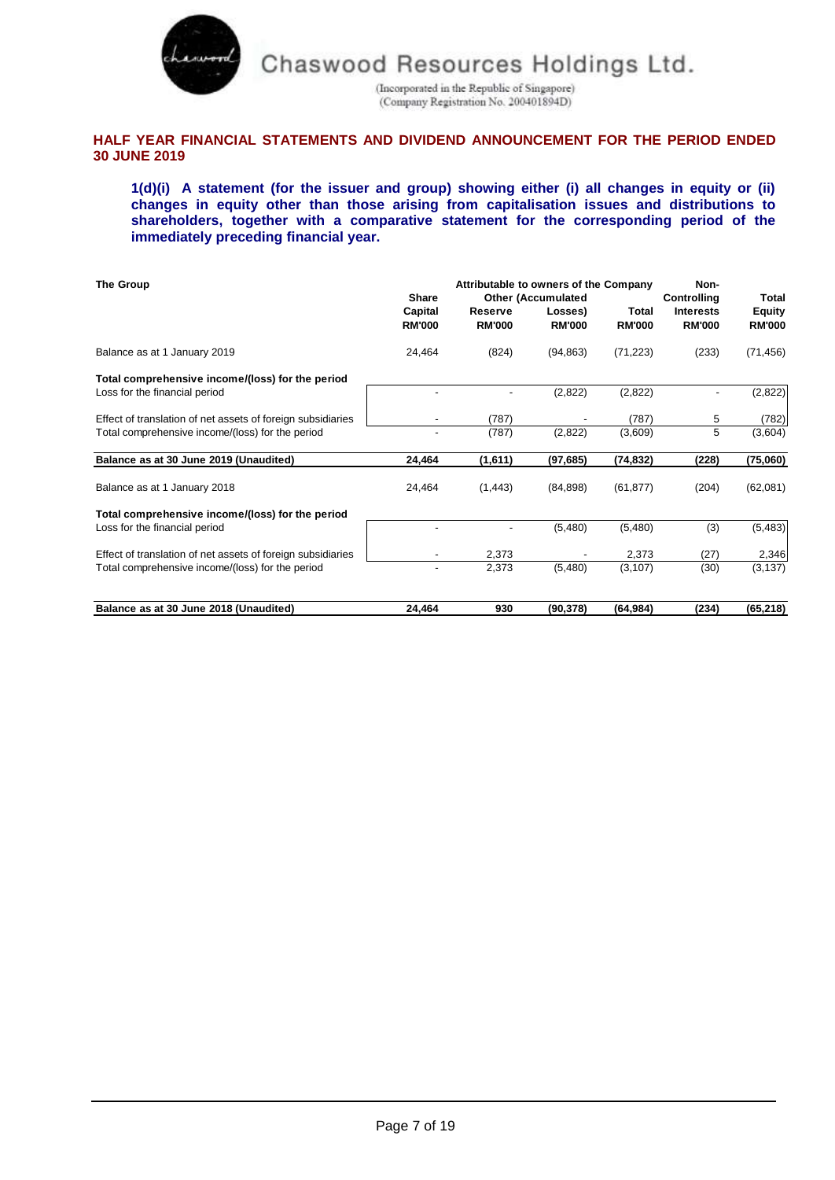Chaswood Resources Holdings Ltd.

(Incorporated in the Republic of Singapore)
(Company Registration No. 200401894D)

## HALF YEAR FINANCIAL STATEMENTS AND DIVIDEND ANNOUNCEMENT FOR THE PERIOD ENDED 30 JUNE 2019

**1(d)(i) A statement (for the issuer and group) showing either (i) all changes in equity or (ii) changes in equity other than those arising from capitalisation issues and distributions to shareholders, together with a comparative statement for the corresponding period of the immediately preceding financial year.**

| The Group | Attributable to owners of the Company | | | | Non-Controlling Interests | Total Equity |
|---|---|---|---|---|---|---|
| | Share Capital | Reserve | Other (Accumulated Losses) | Total | | |
| | RM'000 | RM'000 | RM'000 | RM'000 | RM'000 | RM'000 |
| Balance as at 1 January 2019 | 24,464 | (824) | (94,863) | (71,223) | (233) | (71,456) |
| **Total comprehensive income/(loss) for the period** | | | | | | |
| Loss for the financial period | - | - | (2,822) | (2,822) | - | (2,822) |
| Effect of translation of net assets of foreign subsidiaries | - | (787) | - | (787) | 5 | (782) |
| Total comprehensive income/(loss) for the period | - | (787) | (2,822) | (3,609) | 5 | (3,604) |
| **Balance as at 30 June 2019 (Unaudited)** | **24,464** | **(1,611)** | **(97,685)** | **(74,832)** | **(228)** | **(75,060)** |
| Balance as at 1 January 2018 | 24,464 | (1,443) | (84,898) | (61,877) | (204) | (62,081) |
| **Total comprehensive income/(loss) for the period** | | | | | | |
| Loss for the financial period | - | - | (5,480) | (5,480) | (3) | (5,483) |
| Effect of translation of net assets of foreign subsidiaries | - | 2,373 | - | 2,373 | (27) | 2,346 |
| Total comprehensive income/(loss) for the period | - | 2,373 | (5,480) | (3,107) | (30) | (3,137) |
| **Balance as at 30 June 2018 (Unaudited)** | **24,464** | **930** | **(90,378)** | **(64,984)** | **(234)** | **(65,218)** |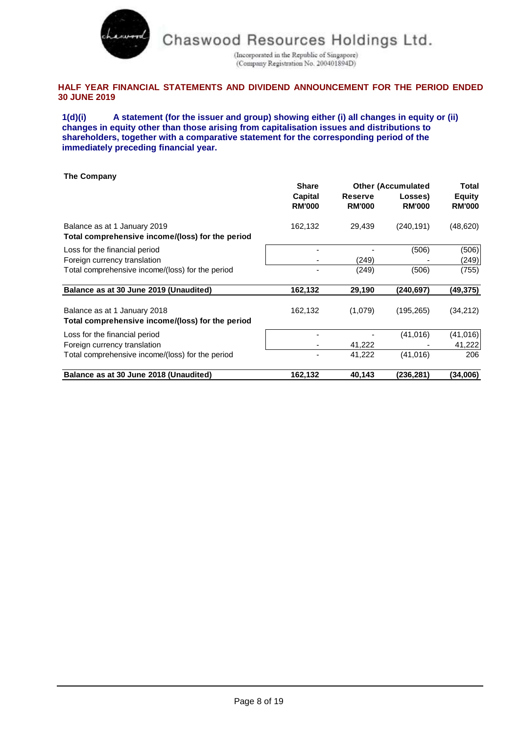Chaswood Resources Holdings Ltd.

(Incorporated in the Republic of Singapore)
(Company Registration No. 200401894D)

**HALF YEAR FINANCIAL STATEMENTS AND DIVIDEND ANNOUNCEMENT FOR THE PERIOD ENDED 30 JUNE 2019**

**1(d)(i) A statement (for the issuer and group) showing either (i) all changes in equity or (ii) changes in equity other than those arising from capitalisation issues and distributions to shareholders, together with a comparative statement for the corresponding period of the immediately preceding financial year.**

**The Company**

| | Share Capital RM'000 | Other Reserve RM'000 | (Accumulated Losses) RM'000 | Total Equity RM'000 |
|---|---|---|---|---|
| Balance as at 1 January 2019 | 162,132 | 29,439 | (240,191) | (48,620) |
| **Total comprehensive income/(loss) for the period** | | | | |
| Loss for the financial period | - | - | (506) | (506) |
| Foreign currency translation | - | (249) | - | (249) |
| Total comprehensive income/(loss) for the period | - | (249) | (506) | (755) |
| **Balance as at 30 June 2019 (Unaudited)** | **162,132** | **29,190** | **(240,697)** | **(49,375)** |
| Balance as at 1 January 2018 | 162,132 | (1,079) | (195,265) | (34,212) |
| **Total comprehensive income/(loss) for the period** | | | | |
| Loss for the financial period | - | - | (41,016) | (41,016) |
| Foreign currency translation | - | 41,222 | - | 41,222 |
| Total comprehensive income/(loss) for the period | - | 41,222 | (41,016) | 206 |
| **Balance as at 30 June 2018 (Unaudited)** | **162,132** | **40,143** | **(236,281)** | **(34,006)** |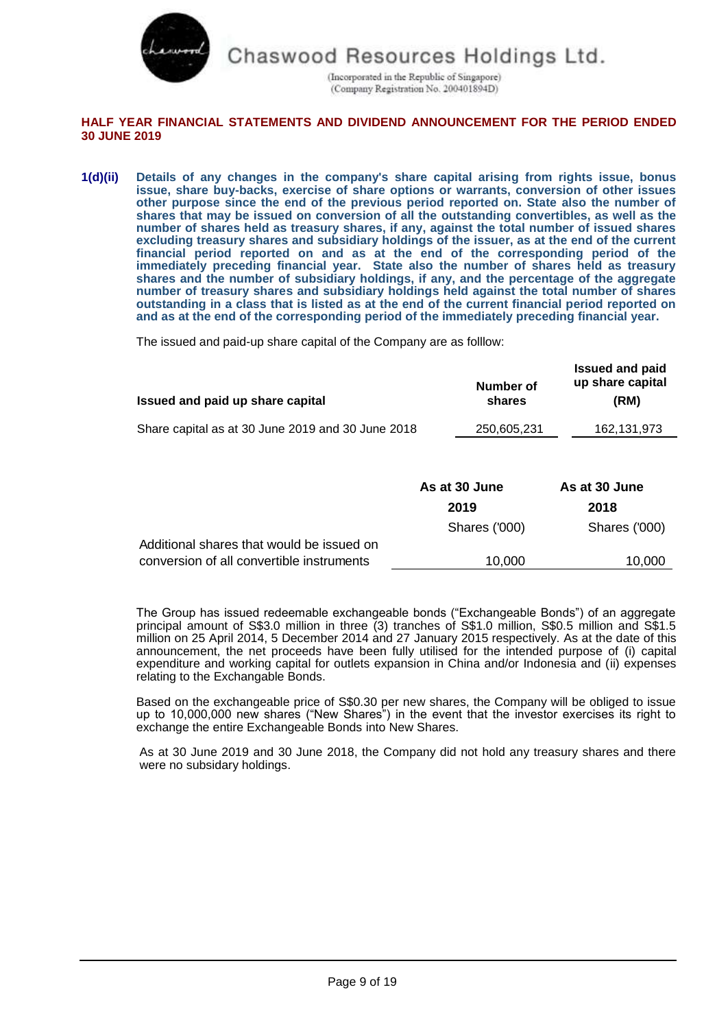**HALF YEAR FINANCIAL STATEMENTS AND DIVIDEND ANNOUNCEMENT FOR THE PERIOD ENDED 30 JUNE 2019**

**1(d)(ii) Details of any changes in the company's share capital arising from rights issue, bonus issue, share buy-backs, exercise of share options or warrants, conversion of other issues other purpose since the end of the previous period reported on. State also the number of shares that may be issued on conversion of all the outstanding convertibles, as well as the number of shares held as treasury shares, if any, against the total number of issued shares excluding treasury shares and subsidiary holdings of the issuer, as at the end of the current financial period reported on and as at the end of the corresponding period of the immediately preceding financial year. State also the number of shares held as treasury shares and the number of subsidiary holdings, if any, and the percentage of the aggregate number of treasury shares and subsidiary holdings held against the total number of shares outstanding in a class that is listed as at the end of the current financial period reported on and as at the end of the corresponding period of the immediately preceding financial year.**

The issued and paid-up share capital of the Company are as folllow:

| Issued and paid up share capital | Number of shares | Issued and paid up share capital (RM) |
|---|---|---|
| Share capital as at 30 June 2019 and 30 June 2018 | 250,605,231 | 162,131,973 |

| | As at 30 June 2019 | As at 30 June 2018 |
|---|---|---|
| | Shares ('000) | Shares ('000) |
| Additional shares that would be issued on conversion of all convertible instruments | 10,000 | 10,000 |

The Group has issued redeemable exchangeable bonds ("Exchangeable Bonds") of an aggregate principal amount of S$3.0 million in three (3) tranches of S$1.0 million, S$0.5 million and S$1.5 million on 25 April 2014, 5 December 2014 and 27 January 2015 respectively. As at the date of this announcement, the net proceeds have been fully utilised for the intended purpose of (i) capital expenditure and working capital for outlets expansion in China and/or Indonesia and (ii) expenses relating to the Exchangable Bonds.

Based on the exchangeable price of S$0.30 per new shares, the Company will be obliged to issue up to 10,000,000 new shares ("New Shares") in the event that the investor exercises its right to exchange the entire Exchangeable Bonds into New Shares.

As at 30 June 2019 and 30 June 2018, the Company did not hold any treasury shares and there were no subsidary holdings.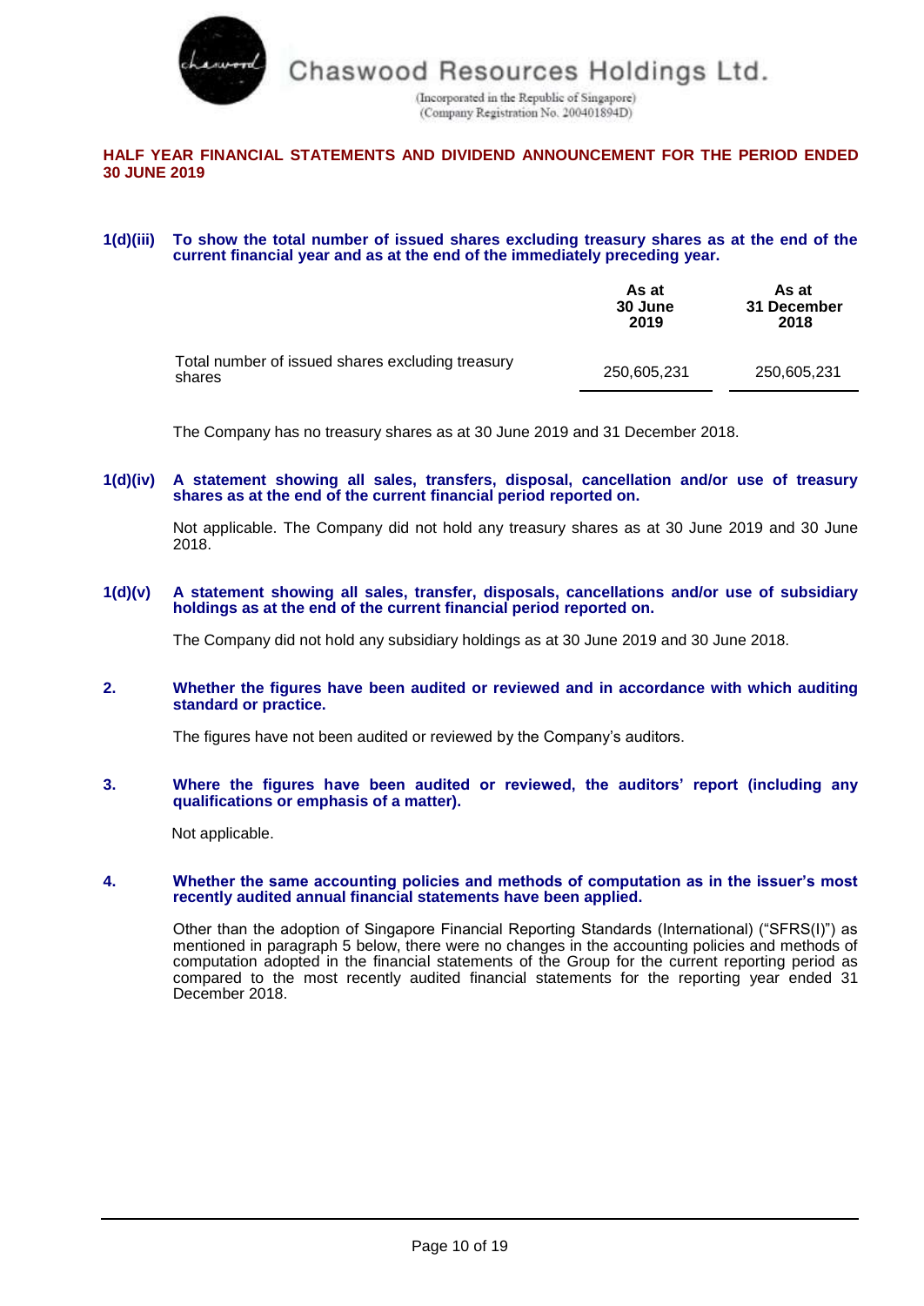**1(d)(iii) To show the total number of issued shares excluding treasury shares as at the end of the current financial year and as at the end of the immediately preceding year.**

| | As at 30 June 2019 | As at 31 December 2018 |
|---|---|---|
| Total number of issued shares excluding treasury shares | 250,605,231 | 250,605,231 |

The Company has no treasury shares as at 30 June 2019 and 31 December 2018.

**1(d)(iv) A statement showing all sales, transfers, disposal, cancellation and/or use of treasury shares as at the end of the current financial period reported on.**

Not applicable. The Company did not hold any treasury shares as at 30 June 2019 and 30 June 2018.

**1(d)(v) A statement showing all sales, transfer, disposals, cancellations and/or use of subsidiary holdings as at the end of the current financial period reported on.**

The Company did not hold any subsidiary holdings as at 30 June 2019 and 30 June 2018.

**2. Whether the figures have been audited or reviewed and in accordance with which auditing standard or practice.**

The figures have not been audited or reviewed by the Company's auditors.

**3. Where the figures have been audited or reviewed, the auditors' report (including any qualifications or emphasis of a matter).**

Not applicable.

**4. Whether the same accounting policies and methods of computation as in the issuer's most recently audited annual financial statements have been applied.**

Other than the adoption of Singapore Financial Reporting Standards (International) ("SFRS(I)") as mentioned in paragraph 5 below, there were no changes in the accounting policies and methods of computation adopted in the financial statements of the Group for the current reporting period as compared to the most recently audited financial statements for the reporting year ended 31 December 2018.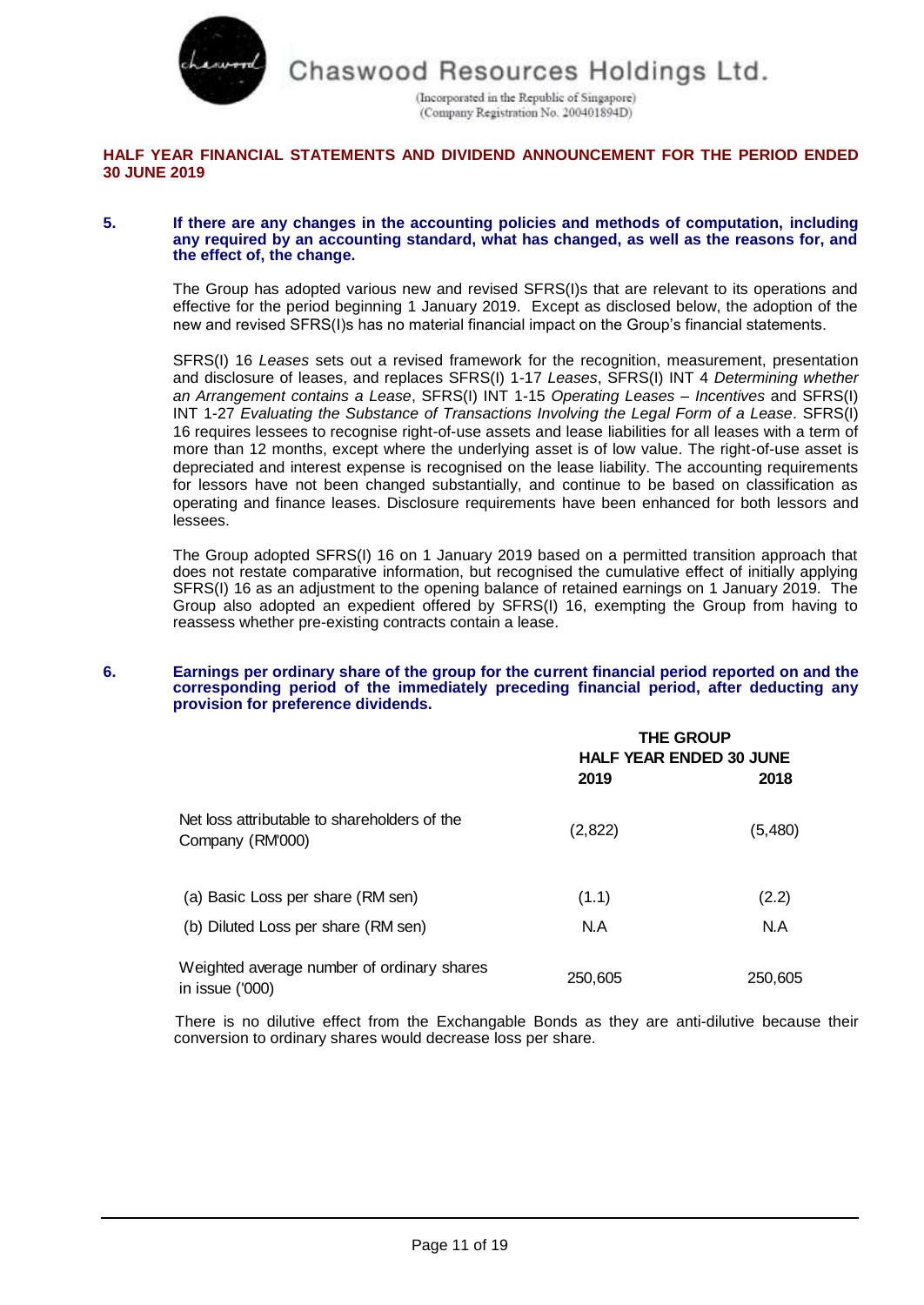**5. If there are any changes in the accounting policies and methods of computation, including any required by an accounting standard, what has changed, as well as the reasons for, and the effect of, the change.**

The Group has adopted various new and revised SFRS(I)s that are relevant to its operations and effective for the period beginning 1 January 2019. Except as disclosed below, the adoption of the new and revised SFRS(I)s has no material financial impact on the Group's financial statements.

SFRS(I) 16 *Leases* sets out a revised framework for the recognition, measurement, presentation and disclosure of leases, and replaces SFRS(I) 1-17 *Leases*, SFRS(I) INT 4 *Determining whether an Arrangement contains a Lease*, SFRS(I) INT 1-15 *Operating Leases – Incentives* and SFRS(I) INT 1-27 *Evaluating the Substance of Transactions Involving the Legal Form of a Lease*. SFRS(I) 16 requires lessees to recognise right-of-use assets and lease liabilities for all leases with a term of more than 12 months, except where the underlying asset is of low value. The right-of-use asset is depreciated and interest expense is recognised on the lease liability. The accounting requirements for lessors have not been changed substantially, and continue to be based on classification as operating and finance leases. Disclosure requirements have been enhanced for both lessors and lessees.

The Group adopted SFRS(I) 16 on 1 January 2019 based on a permitted transition approach that does not restate comparative information, but recognised the cumulative effect of initially applying SFRS(I) 16 as an adjustment to the opening balance of retained earnings on 1 January 2019. The Group also adopted an expedient offered by SFRS(I) 16, exempting the Group from having to reassess whether pre-existing contracts contain a lease.

**6. Earnings per ordinary share of the group for the current financial period reported on and the corresponding period of the immediately preceding financial period, after deducting any provision for preference dividends.**

| | THE GROUP | |
|---|---|---|
| | HALF YEAR ENDED 30 JUNE | |
| | 2019 | 2018 |
| Net loss attributable to shareholders of the Company (RM'000) | (2,822) | (5,480) |
| (a) Basic Loss per share (RM sen) | (1.1) | (2.2) |
| (b) Diluted Loss per share (RM sen) | N.A | N.A |
| Weighted average number of ordinary shares in issue ('000) | 250,605 | 250,605 |

There is no dilutive effect from the Exchangable Bonds as they are anti-dilutive because their conversion to ordinary shares would decrease loss per share.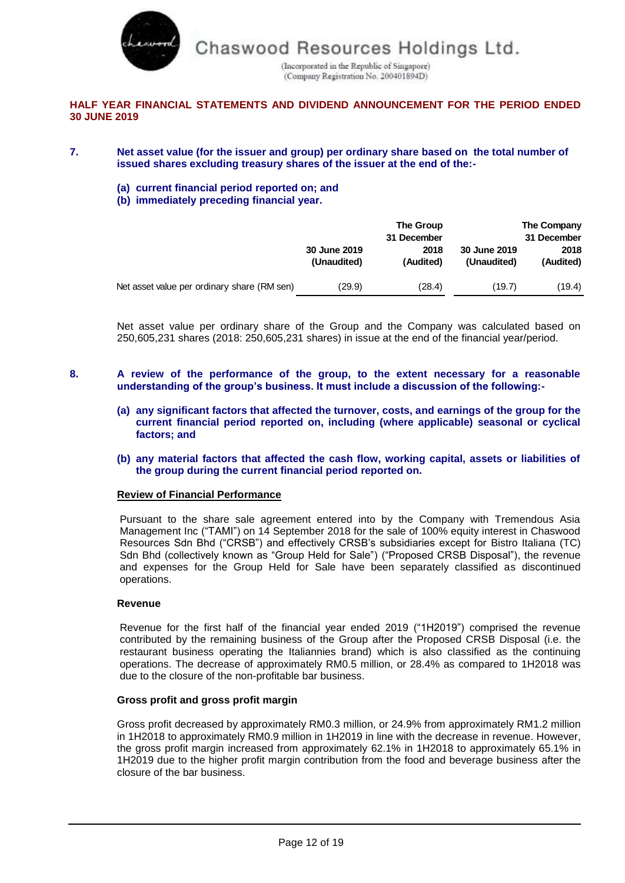# Chaswood Resources Holdings Ltd.

(Incorporated in the Republic of Singapore)
(Company Registration No. 200401894D)

**HALF YEAR FINANCIAL STATEMENTS AND DIVIDEND ANNOUNCEMENT FOR THE PERIOD ENDED 30 JUNE 2019**

**7. Net asset value (for the issuer and group) per ordinary share based on the total number of issued shares excluding treasury shares of the issuer at the end of the:-**

**(a) current financial period reported on; and**
**(b) immediately preceding financial year.**

| | The Group | | The Company | |
|---|---|---|---|---|
| | 30 June 2019 (Unaudited) | 31 December 2018 (Audited) | 30 June 2019 (Unaudited) | 31 December 2018 (Audited) |
| Net asset value per ordinary share (RM sen) | (29.9) | (28.4) | (19.7) | (19.4) |

Net asset value per ordinary share of the Group and the Company was calculated based on 250,605,231 shares (2018: 250,605,231 shares) in issue at the end of the financial year/period.

**8. A review of the performance of the group, to the extent necessary for a reasonable understanding of the group's business. It must include a discussion of the following:-**

**(a) any significant factors that affected the turnover, costs, and earnings of the group for the current financial period reported on, including (where applicable) seasonal or cyclical factors; and**

**(b) any material factors that affected the cash flow, working capital, assets or liabilities of the group during the current financial period reported on.**

**Review of Financial Performance**

Pursuant to the share sale agreement entered into by the Company with Tremendous Asia Management Inc ("TAMI") on 14 September 2018 for the sale of 100% equity interest in Chaswood Resources Sdn Bhd ("CRSB") and effectively CRSB's subsidiaries except for Bistro Italiana (TC) Sdn Bhd (collectively known as "Group Held for Sale") ("Proposed CRSB Disposal"), the revenue and expenses for the Group Held for Sale have been separately classified as discontinued operations.

**Revenue**

Revenue for the first half of the financial year ended 2019 ("1H2019") comprised the revenue contributed by the remaining business of the Group after the Proposed CRSB Disposal (i.e. the restaurant business operating the Italiannies brand) which is also classified as the continuing operations. The decrease of approximately RM0.5 million, or 28.4% as compared to 1H2018 was due to the closure of the non-profitable bar business.

**Gross profit and gross profit margin**

Gross profit decreased by approximately RM0.3 million, or 24.9% from approximately RM1.2 million in 1H2018 to approximately RM0.9 million in 1H2019 in line with the decrease in revenue. However, the gross profit margin increased from approximately 62.1% in 1H2018 to approximately 65.1% in 1H2019 due to the higher profit margin contribution from the food and beverage business after the closure of the bar business.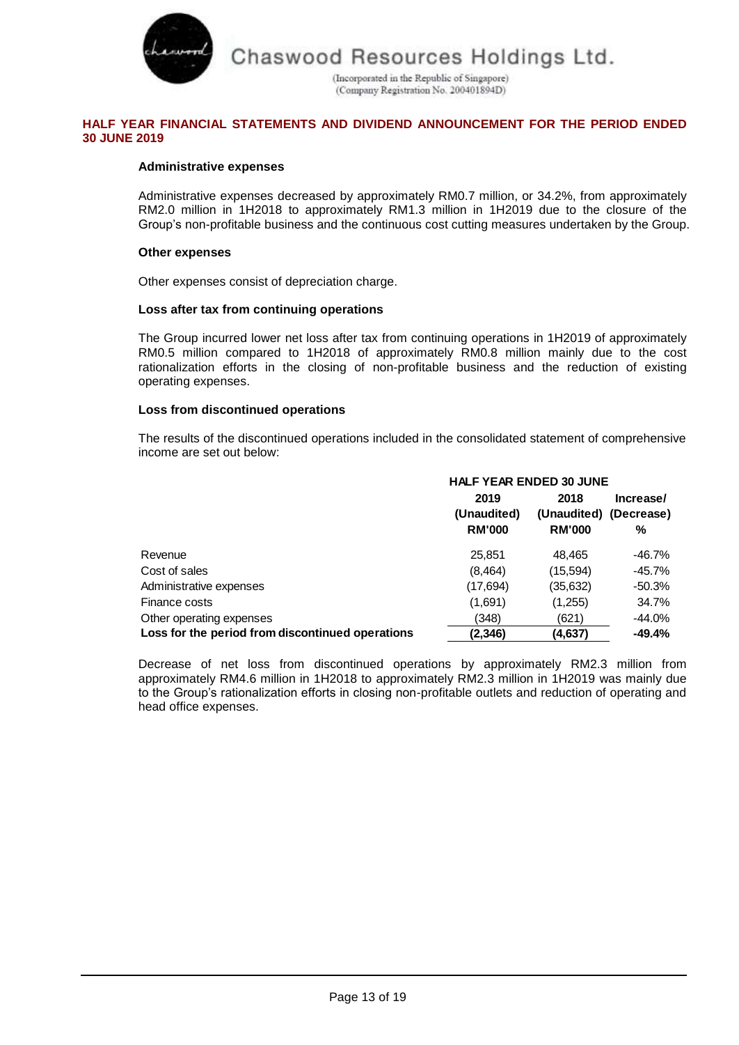#### HALF YEAR FINANCIAL STATEMENTS AND DIVIDEND ANNOUNCEMENT FOR THE PERIOD ENDED 30 JUNE 2019

**Administrative expenses**

Administrative expenses decreased by approximately RM0.7 million, or 34.2%, from approximately RM2.0 million in 1H2018 to approximately RM1.3 million in 1H2019 due to the closure of the Group's non-profitable business and the continuous cost cutting measures undertaken by the Group.

**Other expenses**

Other expenses consist of depreciation charge.

**Loss after tax from continuing operations**

The Group incurred lower net loss after tax from continuing operations in 1H2019 of approximately RM0.5 million compared to 1H2018 of approximately RM0.8 million mainly due to the cost rationalization efforts in the closing of non-profitable business and the reduction of existing operating expenses.

**Loss from discontinued operations**

The results of the discontinued operations included in the consolidated statement of comprehensive income are set out below:

| | HALF YEAR ENDED 30 JUNE | | |
|---|---|---|---|
| | 2019 (Unaudited) RM'000 | 2018 (Unaudited) RM'000 | Increase/ (Decrease) % |
| Revenue | 25,851 | 48,465 | -46.7% |
| Cost of sales | (8,464) | (15,594) | -45.7% |
| Administrative expenses | (17,694) | (35,632) | -50.3% |
| Finance costs | (1,691) | (1,255) | 34.7% |
| Other operating expenses | (348) | (621) | -44.0% |
| **Loss for the period from discontinued operations** | **(2,346)** | **(4,637)** | **-49.4%** |

Decrease of net loss from discontinued operations by approximately RM2.3 million from approximately RM4.6 million in 1H2018 to approximately RM2.3 million in 1H2019 was mainly due to the Group's rationalization efforts in closing non-profitable outlets and reduction of operating and head office expenses.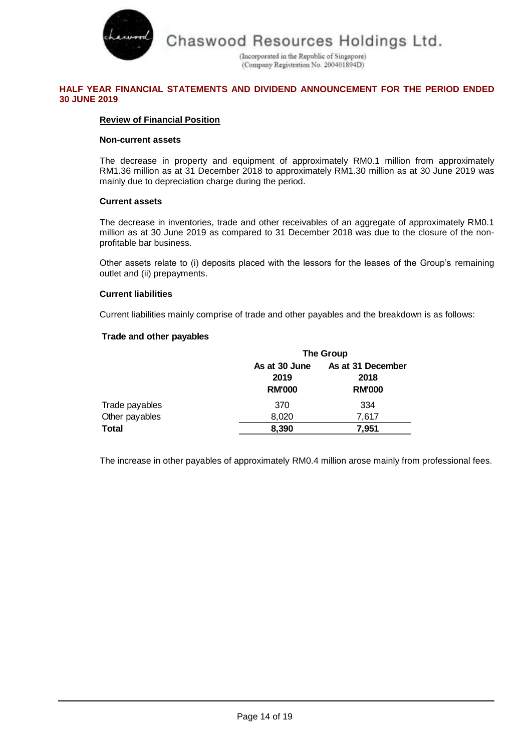**Review of Financial Position**

**Non-current assets**

The decrease in property and equipment of approximately RM0.1 million from approximately RM1.36 million as at 31 December 2018 to approximately RM1.30 million as at 30 June 2019 was mainly due to depreciation charge during the period.

**Current assets**

The decrease in inventories, trade and other receivables of an aggregate of approximately RM0.1 million as at 30 June 2019 as compared to 31 December 2018 was due to the closure of the non-profitable bar business.

Other assets relate to (i) deposits placed with the lessors for the leases of the Group's remaining outlet and (ii) prepayments.

**Current liabilities**

Current liabilities mainly comprise of trade and other payables and the breakdown is as follows:

**Trade and other payables**

| | The Group | |
|---|---|---|
| | As at 30 June 2019 RM'000 | As at 31 December 2018 RM'000 |
| Trade payables | 370 | 334 |
| Other payables | 8,020 | 7,617 |
| **Total** | **8,390** | **7,951** |

The increase in other payables of approximately RM0.4 million arose mainly from professional fees.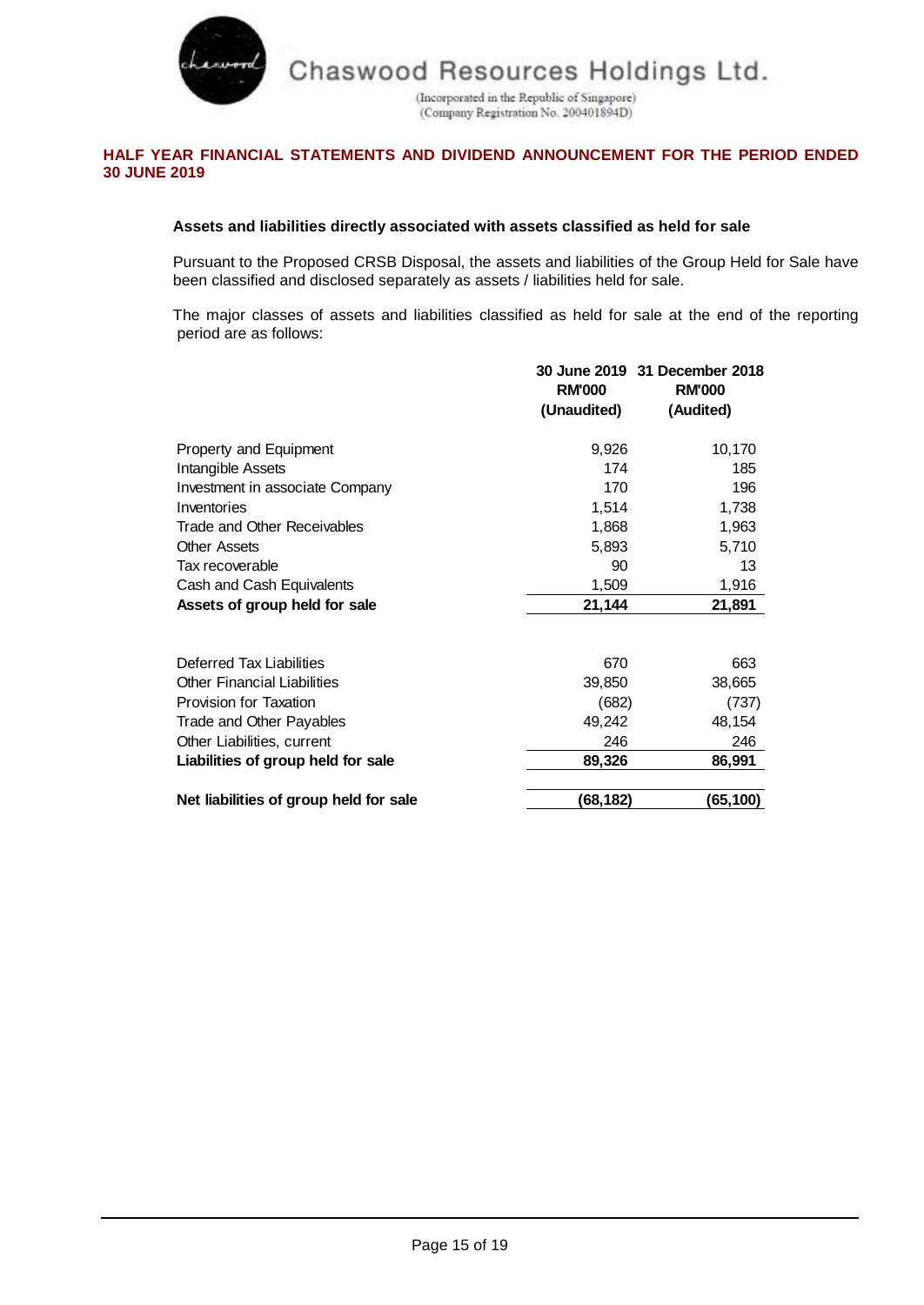**Assets and liabilities directly associated with assets classified as held for sale**

Pursuant to the Proposed CRSB Disposal, the assets and liabilities of the Group Held for Sale have been classified and disclosed separately as assets / liabilities held for sale.

The major classes of assets and liabilities classified as held for sale at the end of the reporting period are as follows:

| | 30 June 2019<br>RM'000<br>(Unaudited) | 31 December 2018<br>RM'000<br>(Audited) |
|---|---|---|
| Property and Equipment | 9,926 | 10,170 |
| Intangible Assets | 174 | 185 |
| Investment in associate Company | 170 | 196 |
| Inventories | 1,514 | 1,738 |
| Trade and Other Receivables | 1,868 | 1,963 |
| Other Assets | 5,893 | 5,710 |
| Tax recoverable | 90 | 13 |
| Cash and Cash Equivalents | 1,509 | 1,916 |
| **Assets of group held for sale** | **21,144** | **21,891** |
| | | |
| Deferred Tax Liabilities | 670 | 663 |
| Other Financial Liabilities | 39,850 | 38,665 |
| Provision for Taxation | (682) | (737) |
| Trade and Other Payables | 49,242 | 48,154 |
| Other Liabilities, current | 246 | 246 |
| **Liabilities of group held for sale** | **89,326** | **86,991** |
| | | |
| **Net liabilities of group held for sale** | **(68,182)** | **(65,100)** |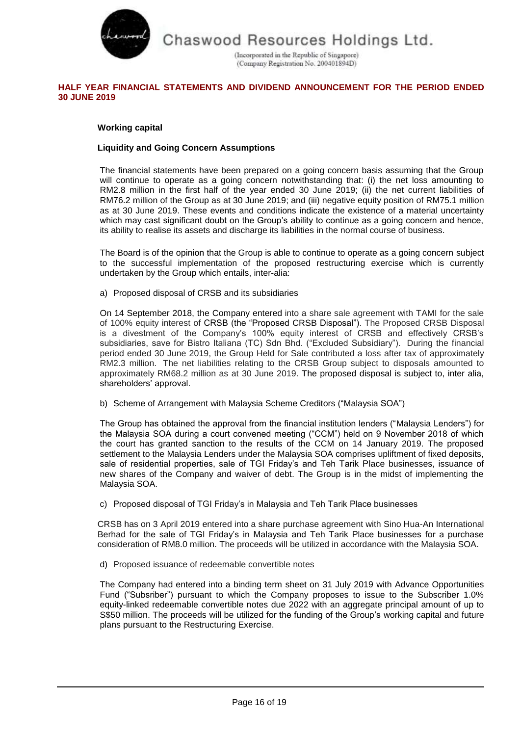**Working capital**

**Liquidity and Going Concern Assumptions**

The financial statements have been prepared on a going concern basis assuming that the Group will continue to operate as a going concern notwithstanding that: (i) the net loss amounting to RM2.8 million in the first half of the year ended 30 June 2019; (ii) the net current liabilities of RM76.2 million of the Group as at 30 June 2019; and (iii) negative equity position of RM75.1 million as at 30 June 2019. These events and conditions indicate the existence of a material uncertainty which may cast significant doubt on the Group's ability to continue as a going concern and hence, its ability to realise its assets and discharge its liabilities in the normal course of business.

The Board is of the opinion that the Group is able to continue to operate as a going concern subject to the successful implementation of the proposed restructuring exercise which is currently undertaken by the Group which entails, inter-alia:

a) Proposed disposal of CRSB and its subsidiaries

On 14 September 2018, the Company entered into a share sale agreement with TAMI for the sale of 100% equity interest of CRSB (the "Proposed CRSB Disposal"). The Proposed CRSB Disposal is a divestment of the Company's 100% equity interest of CRSB and effectively CRSB's subsidiaries, save for Bistro Italiana (TC) Sdn Bhd. ("Excluded Subsidiary"). During the financial period ended 30 June 2019, the Group Held for Sale contributed a loss after tax of approximately RM2.3 million. The net liabilities relating to the CRSB Group subject to disposals amounted to approximately RM68.2 million as at 30 June 2019. The proposed disposal is subject to, inter alia, shareholders' approval.

b) Scheme of Arrangement with Malaysia Scheme Creditors ("Malaysia SOA")

The Group has obtained the approval from the financial institution lenders ("Malaysia Lenders") for the Malaysia SOA during a court convened meeting ("CCM") held on 9 November 2018 of which the court has granted sanction to the results of the CCM on 14 January 2019. The proposed settlement to the Malaysia Lenders under the Malaysia SOA comprises upliftment of fixed deposits, sale of residential properties, sale of TGI Friday's and Teh Tarik Place businesses, issuance of new shares of the Company and waiver of debt. The Group is in the midst of implementing the Malaysia SOA.

c) Proposed disposal of TGI Friday's in Malaysia and Teh Tarik Place businesses

CRSB has on 3 April 2019 entered into a share purchase agreement with Sino Hua-An International Berhad for the sale of TGI Friday's in Malaysia and Teh Tarik Place businesses for a purchase consideration of RM8.0 million. The proceeds will be utilized in accordance with the Malaysia SOA.

d) Proposed issuance of redeemable convertible notes

The Company had entered into a binding term sheet on 31 July 2019 with Advance Opportunities Fund ("Subsriber") pursuant to which the Company proposes to issue to the Subscriber 1.0% equity-linked redeemable convertible notes due 2022 with an aggregate principal amount of up to S$50 million. The proceeds will be utilized for the funding of the Group's working capital and future plans pursuant to the Restructuring Exercise.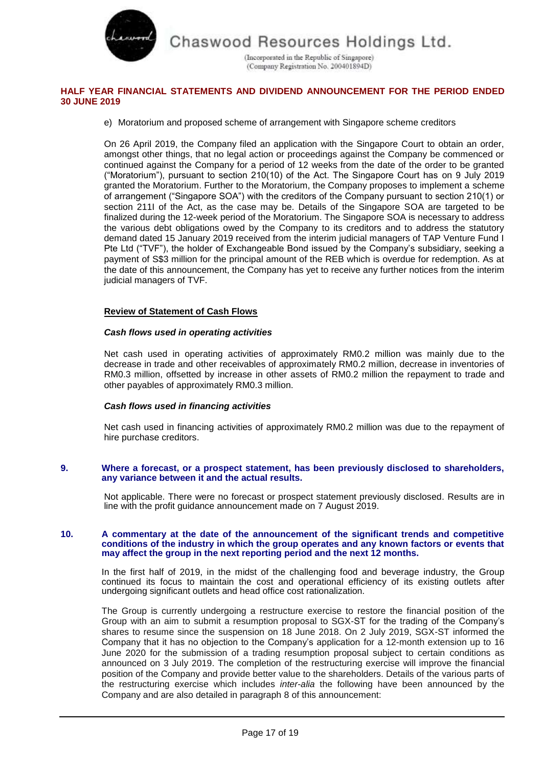e) Moratorium and proposed scheme of arrangement with Singapore scheme creditors

On 26 April 2019, the Company filed an application with the Singapore Court to obtain an order, amongst other things, that no legal action or proceedings against the Company be commenced or continued against the Company for a period of 12 weeks from the date of the order to be granted ("Moratorium"), pursuant to section 210(10) of the Act. The Singapore Court has on 9 July 2019 granted the Moratorium. Further to the Moratorium, the Company proposes to implement a scheme of arrangement ("Singapore SOA") with the creditors of the Company pursuant to section 210(1) or section 211I of the Act, as the case may be. Details of the Singapore SOA are targeted to be finalized during the 12-week period of the Moratorium. The Singapore SOA is necessary to address the various debt obligations owed by the Company to its creditors and to address the statutory demand dated 15 January 2019 received from the interim judicial managers of TAP Venture Fund I Pte Ltd ("TVF"), the holder of Exchangeable Bond issued by the Company's subsidiary, seeking a payment of S$3 million for the principal amount of the REB which is overdue for redemption. As at the date of this announcement, the Company has yet to receive any further notices from the interim judicial managers of TVF.

**Review of Statement of Cash Flows**

***Cash flows used in operating activities***

Net cash used in operating activities of approximately RM0.2 million was mainly due to the decrease in trade and other receivables of approximately RM0.2 million, decrease in inventories of RM0.3 million, offsetted by increase in other assets of RM0.2 million the repayment to trade and other payables of approximately RM0.3 million.

***Cash flows used in financing activities***

Net cash used in financing activities of approximately RM0.2 million was due to the repayment of hire purchase creditors.

## 9. Where a forecast, or a prospect statement, has been previously disclosed to shareholders, any variance between it and the actual results.

Not applicable. There were no forecast or prospect statement previously disclosed. Results are in line with the profit guidance announcement made on 7 August 2019.

## 10. A commentary at the date of the announcement of the significant trends and competitive conditions of the industry in which the group operates and any known factors or events that may affect the group in the next reporting period and the next 12 months.

In the first half of 2019, in the midst of the challenging food and beverage industry, the Group continued its focus to maintain the cost and operational efficiency of its existing outlets after undergoing significant outlets and head office cost rationalization.

The Group is currently undergoing a restructure exercise to restore the financial position of the Group with an aim to submit a resumption proposal to SGX-ST for the trading of the Company's shares to resume since the suspension on 18 June 2018. On 2 July 2019, SGX-ST informed the Company that it has no objection to the Company's application for a 12-month extension up to 16 June 2020 for the submission of a trading resumption proposal subject to certain conditions as announced on 3 July 2019. The completion of the restructuring exercise will improve the financial position of the Company and provide better value to the shareholders. Details of the various parts of the restructuring exercise which includes *inter-alia* the following have been announced by the Company and are also detailed in paragraph 8 of this announcement: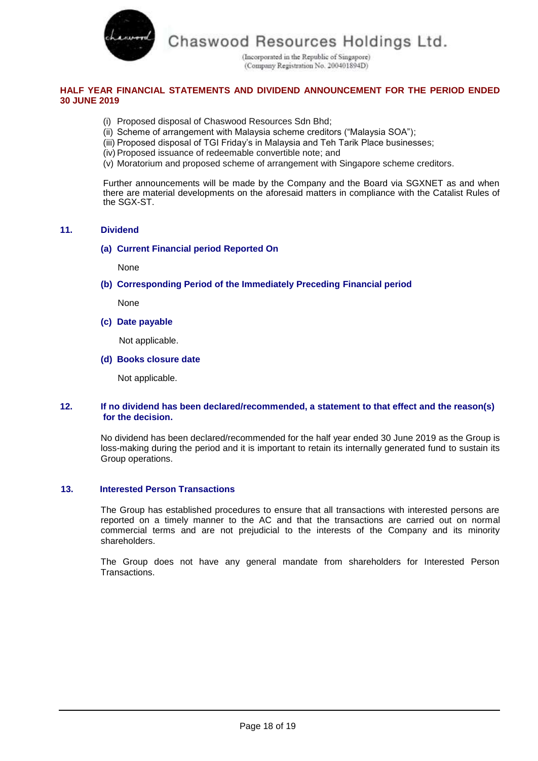(i) Proposed disposal of Chaswood Resources Sdn Bhd;
(ii) Scheme of arrangement with Malaysia scheme creditors ("Malaysia SOA");
(iii) Proposed disposal of TGI Friday's in Malaysia and Teh Tarik Place businesses;
(iv) Proposed issuance of redeemable convertible note; and
(v) Moratorium and proposed scheme of arrangement with Singapore scheme creditors.

Further announcements will be made by the Company and the Board via SGXNET as and when there are material developments on the aforesaid matters in compliance with the Catalist Rules of the SGX-ST.

## 11. Dividend

### (a) Current Financial period Reported On

None

### (b) Corresponding Period of the Immediately Preceding Financial period

None

### (c) Date payable

Not applicable.

### (d) Books closure date

Not applicable.

## 12. If no dividend has been declared/recommended, a statement to that effect and the reason(s) for the decision.

No dividend has been declared/recommended for the half year ended 30 June 2019 as the Group is loss-making during the period and it is important to retain its internally generated fund to sustain its Group operations.

## 13. Interested Person Transactions

The Group has established procedures to ensure that all transactions with interested persons are reported on a timely manner to the AC and that the transactions are carried out on normal commercial terms and are not prejudicial to the interests of the Company and its minority shareholders.

The Group does not have any general mandate from shareholders for Interested Person Transactions.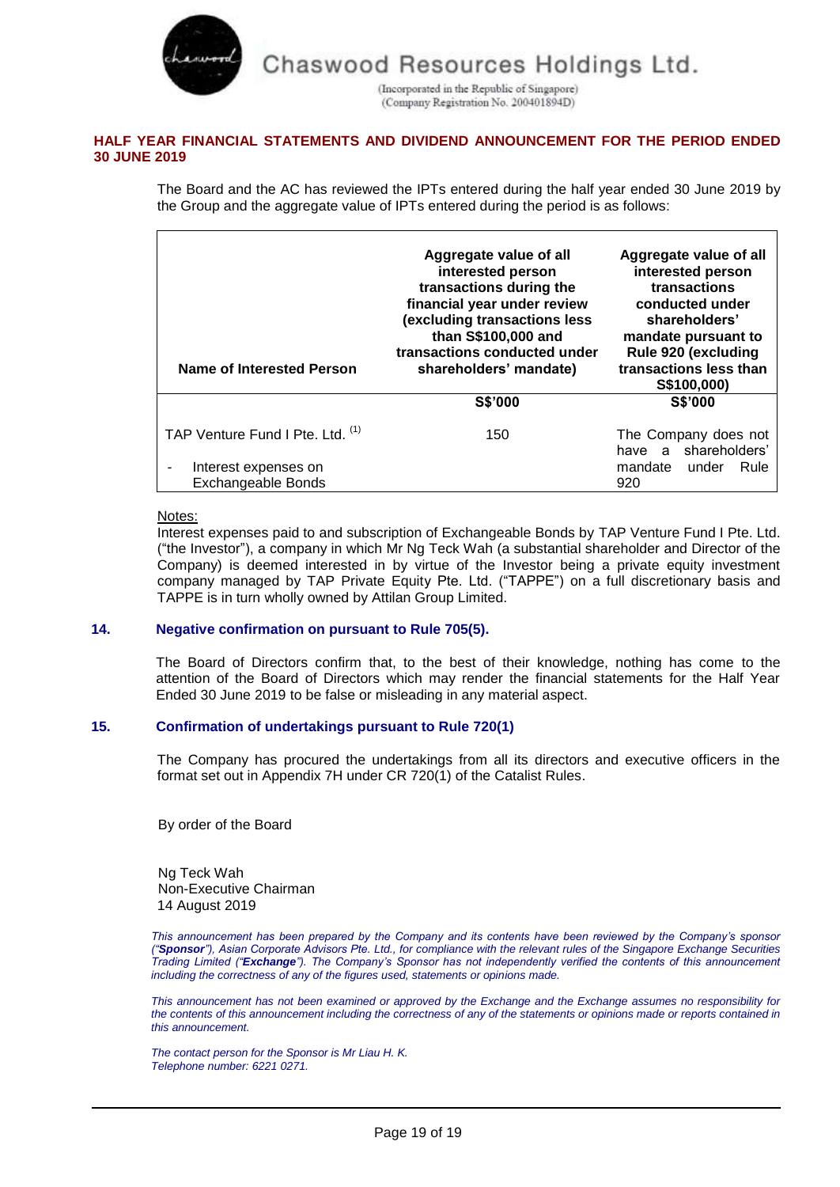**HALF YEAR FINANCIAL STATEMENTS AND DIVIDEND ANNOUNCEMENT FOR THE PERIOD ENDED 30 JUNE 2019**

The Board and the AC has reviewed the IPTs entered during the half year ended 30 June 2019 by the Group and the aggregate value of IPTs entered during the period is as follows:

| Name of Interested Person | Aggregate value of all interested person transactions during the financial year under review (excluding transactions less than S$100,000 and transactions conducted under shareholders' mandate) | Aggregate value of all interested person transactions conducted under shareholders' mandate pursuant to Rule 920 (excluding transactions less than S$100,000) |
|---|---|---|
| | S$'000 | S$'000 |
| TAP Venture Fund I Pte. Ltd. (1)<br>- Interest expenses on Exchangeable Bonds | 150 | The Company does not have a shareholders' mandate under Rule 920 |

Notes:

Interest expenses paid to and subscription of Exchangeable Bonds by TAP Venture Fund I Pte. Ltd. ("the Investor"), a company in which Mr Ng Teck Wah (a substantial shareholder and Director of the Company) is deemed interested in by virtue of the Investor being a private equity investment company managed by TAP Private Equity Pte. Ltd. ("TAPPE") on a full discretionary basis and TAPPE is in turn wholly owned by Attilan Group Limited.

## 14. Negative confirmation on pursuant to Rule 705(5).

The Board of Directors confirm that, to the best of their knowledge, nothing has come to the attention of the Board of Directors which may render the financial statements for the Half Year Ended 30 June 2019 to be false or misleading in any material aspect.

## 15. Confirmation of undertakings pursuant to Rule 720(1)

The Company has procured the undertakings from all its directors and executive officers in the format set out in Appendix 7H under CR 720(1) of the Catalist Rules.

By order of the Board

Ng Teck Wah
Non-Executive Chairman
14 August 2019

*This announcement has been prepared by the Company and its contents have been reviewed by the Company's sponsor ("**Sponsor**"), Asian Corporate Advisors Pte. Ltd., for compliance with the relevant rules of the Singapore Exchange Securities Trading Limited ("**Exchange**"). The Company's Sponsor has not independently verified the contents of this announcement including the correctness of any of the figures used, statements or opinions made.*

*This announcement has not been examined or approved by the Exchange and the Exchange assumes no responsibility for the contents of this announcement including the correctness of any of the statements or opinions made or reports contained in this announcement.*

*The contact person for the Sponsor is Mr Liau H. K.*
*Telephone number: 6221 0271.*